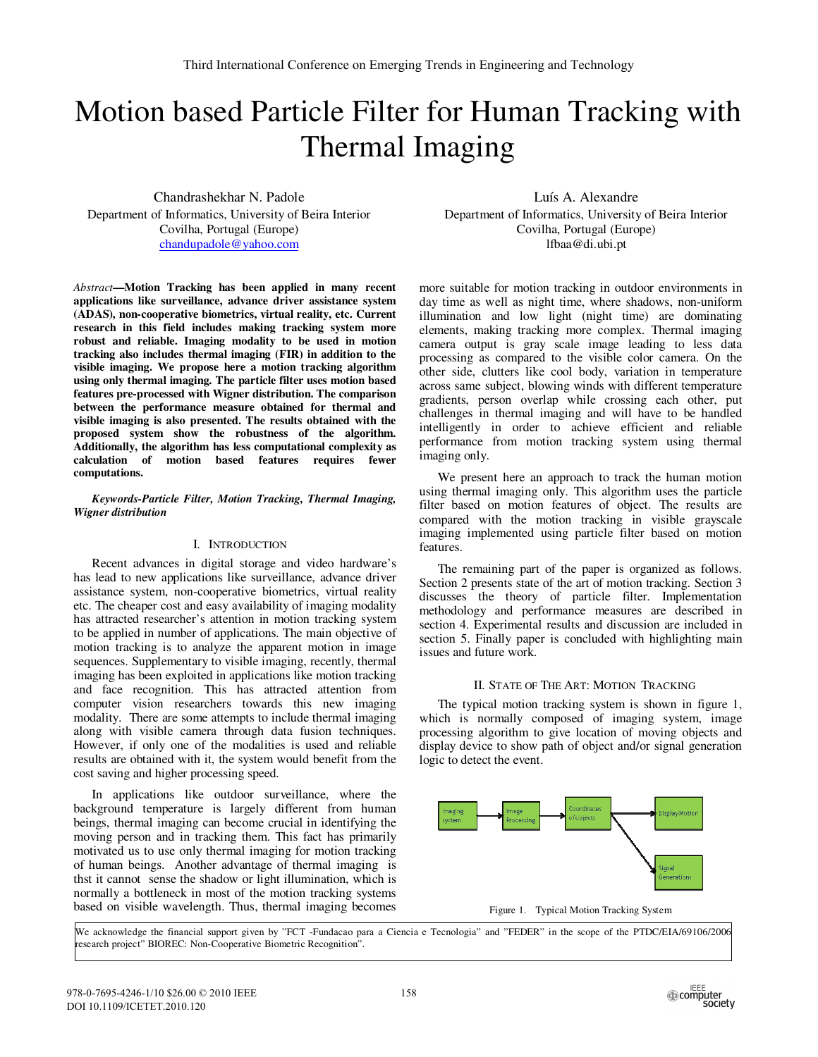Third International Conference on Emerging Trends in Engineering and Technology

# Motion based Particle Filter for Human Tracking with Thermal Imaging

Chandrashekhar N. Padole
Department of Informatics, University of Beira Interior
Covilha, Portugal (Europe)
chandupadole@yahoo.com

Luís A. Alexandre
Department of Informatics, University of Beira Interior
Covilha, Portugal (Europe)
lfbaa@di.ubi.pt

*Abstract*—**Motion Tracking has been applied in many recent applications like surveillance, advance driver assistance system (ADAS), non-cooperative biometrics, virtual reality, etc. Current research in this field includes making tracking system more robust and reliable. Imaging modality to be used in motion tracking also includes thermal imaging (FIR) in addition to the visible imaging. We propose here a motion tracking algorithm using only thermal imaging. The particle filter uses motion based features pre-processed with Wigner distribution. The comparison between the performance measure obtained for thermal and visible imaging is also presented. The results obtained with the proposed system show the robustness of the algorithm. Additionally, the algorithm has less computational complexity as calculation of motion based features requires fewer computations.**

***Keywords-Particle Filter, Motion Tracking, Thermal Imaging, Wigner distribution***

## I. Introduction

Recent advances in digital storage and video hardware's has lead to new applications like surveillance, advance driver assistance system, non-cooperative biometrics, virtual reality etc. The cheaper cost and easy availability of imaging modality has attracted researcher's attention in motion tracking system to be applied in number of applications. The main objective of motion tracking is to analyze the apparent motion in image sequences. Supplementary to visible imaging, recently, thermal imaging has been exploited in applications like motion tracking and face recognition. This has attracted attention from computer vision researchers towards this new imaging modality. There are some attempts to include thermal imaging along with visible camera through data fusion techniques. However, if only one of the modalities is used and reliable results are obtained with it, the system would benefit from the cost saving and higher processing speed.

In applications like outdoor surveillance, where the background temperature is largely different from human beings, thermal imaging can become crucial in identifying the moving person and in tracking them. This fact has primarily motivated us to use only thermal imaging for motion tracking of human beings. Another advantage of thermal imaging is thst it cannot sense the shadow or light illumination, which is normally a bottleneck in most of the motion tracking systems based on visible wavelength. Thus, thermal imaging becomes more suitable for motion tracking in outdoor environments in day time as well as night time, where shadows, non-uniform illumination and low light (night time) are dominating elements, making tracking more complex. Thermal imaging camera output is gray scale image leading to less data processing as compared to the visible color camera. On the other side, clutters like cool body, variation in temperature across same subject, blowing winds with different temperature gradients, person overlap while crossing each other, put challenges in thermal imaging and will have to be handled intelligently in order to achieve efficient and reliable performance from motion tracking system using thermal imaging only.

We present here an approach to track the human motion using thermal imaging only. This algorithm uses the particle filter based on motion features of object. The results are compared with the motion tracking in visible grayscale imaging implemented using particle filter based on motion features.

The remaining part of the paper is organized as follows. Section 2 presents state of the art of motion tracking. Section 3 discusses the theory of particle filter. Implementation methodology and performance measures are described in section 4. Experimental results and discussion are included in section 5. Finally paper is concluded with highlighting main issues and future work.

## II. State of the Art: Motion Tracking

The typical motion tracking system is shown in figure 1, which is normally composed of imaging system, image processing algorithm to give location of moving objects and display device to show path of object and/or signal generation logic to detect the event.

Imaging system
Image Processing
Coordinates of objects
Display Motion
Signal Generations

Figure 1. Typical Motion Tracking System

We acknowledge the financial support given by "FCT -Fundacao para a Ciencia e Tecnologia" and "FEDER" in the scope of the PTDC/EIA/69106/2006 research project" BIOREC: Non-Cooperative Biometric Recognition".

978-0-7695-4246-1/10 $26.00 © 2010 IEEE
DOI 10.1109/ICETET.2010.120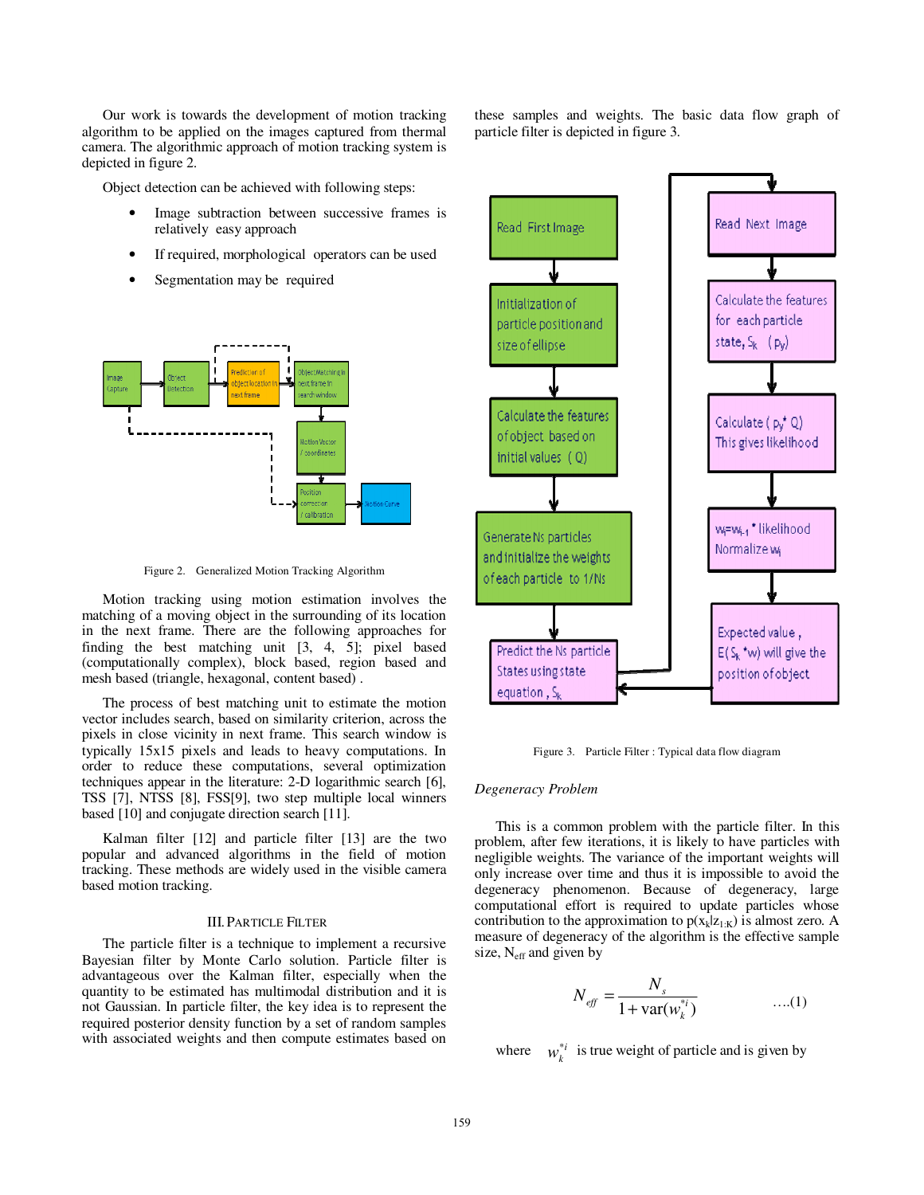Our work is towards the development of motion tracking algorithm to be applied on the images captured from thermal camera. The algorithmic approach of motion tracking system is depicted in figure 2.

Object detection can be achieved with following steps:

- Image subtraction between successive frames is relatively easy approach
- If required, morphological operators can be used
- Segmentation may be required

Figure 2. Generalized Motion Tracking Algorithm

Motion tracking using motion estimation involves the matching of a moving object in the surrounding of its location in the next frame. There are the following approaches for finding the best matching unit [3, 4, 5]; pixel based (computationally complex), block based, region based and mesh based (triangle, hexagonal, content based) .

The process of best matching unit to estimate the motion vector includes search, based on similarity criterion, across the pixels in close vicinity in next frame. This search window is typically 15x15 pixels and leads to heavy computations. In order to reduce these computations, several optimization techniques appear in the literature: 2-D logarithmic search [6], TSS [7], NTSS [8], FSS[9], two step multiple local winners based [10] and conjugate direction search [11].

Kalman filter [12] and particle filter [13] are the two popular and advanced algorithms in the field of motion tracking. These methods are widely used in the visible camera based motion tracking.

## III. Particle Filter

The particle filter is a technique to implement a recursive Bayesian filter by Monte Carlo solution. Particle filter is advantageous over the Kalman filter, especially when the quantity to be estimated has multimodal distribution and it is not Gaussian. In particle filter, the key idea is to represent the required posterior density function by a set of random samples with associated weights and then compute estimates based on these samples and weights. The basic data flow graph of particle filter is depicted in figure 3.

Figure 3. Particle Filter : Typical data flow diagram

*Degeneracy Problem*

This is a common problem with the particle filter. In this problem, after few iterations, it is likely to have particles with negligible weights. The variance of the important weights will only increase over time and thus it is impossible to avoid the degeneracy phenomenon. Because of degeneracy, large computational effort is required to update particles whose contribution to the approximation to $p(x_k|z_{1:K})$ is almost zero. A measure of degeneracy of the algorithm is the effective sample size, $N_{eff}$ and given by

$$N_{eff} = \frac{N_s}{1 + \mathrm{var}(w_k^{*i})} \qquad \text{....(1)}$$

where $w_k^{*i}$ is true weight of particle and is given by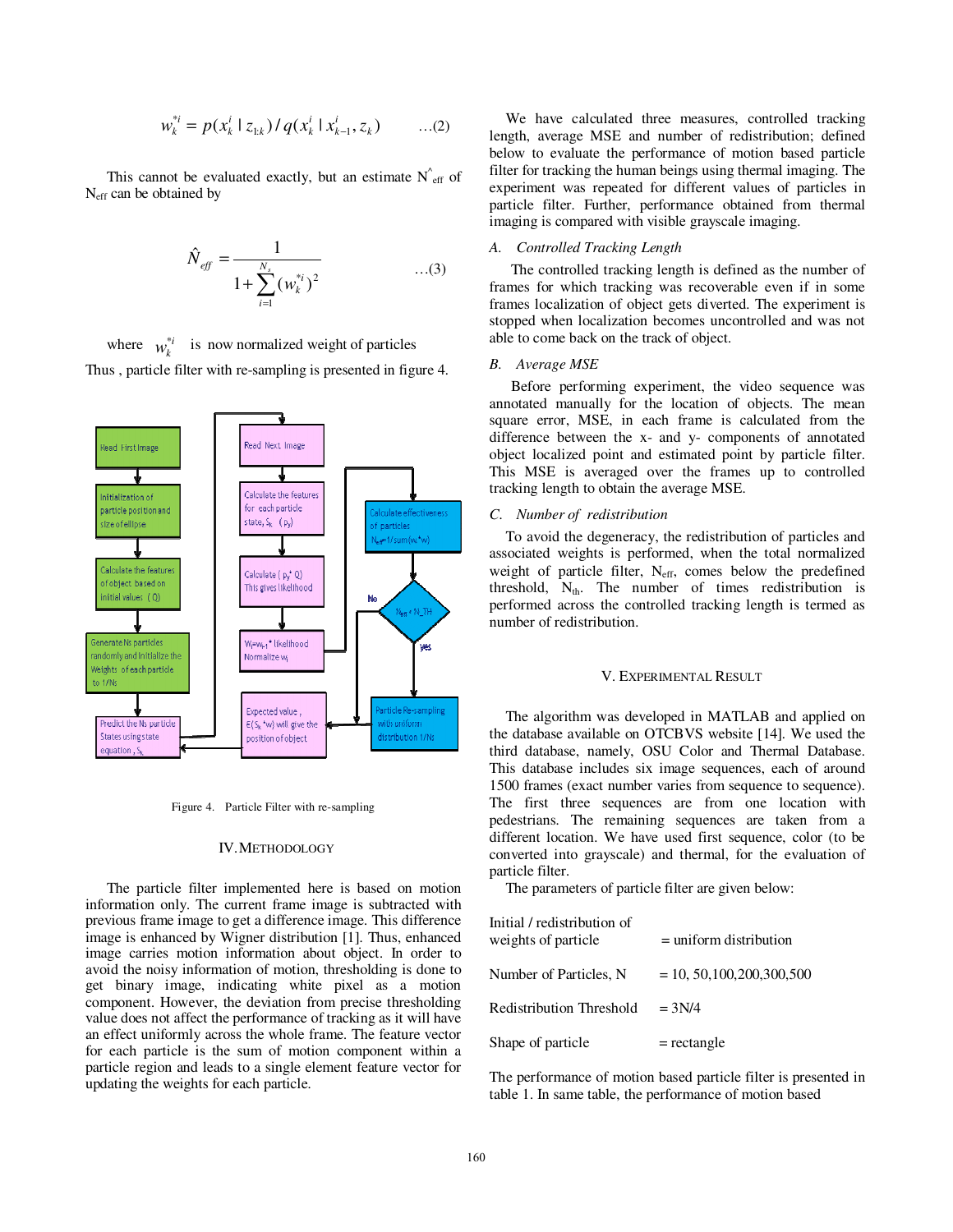$$w_k^{*i} = p(x_k^i \mid z_{1:k}) / q(x_k^i \mid x_{k-1}^i, z_k) \qquad \ldots(2)$$

This cannot be evaluated exactly, but an estimate $\hat{N}_{eff}$ of $N_{eff}$ can be obtained by

$$\hat{N}_{eff} = \frac{1}{1 + \sum_{i=1}^{N_s} (w_k^{*i})^2} \qquad \ldots(3)$$

where $w_k^{*i}$ is now normalized weight of particles

Thus , particle filter with re-sampling is presented in figure 4.

Figure 4. Particle Filter with re-sampling

## IV. METHODOLOGY

The particle filter implemented here is based on motion information only. The current frame image is subtracted with previous frame image to get a difference image. This difference image is enhanced by Wigner distribution [1]. Thus, enhanced image carries motion information about object. In order to avoid the noisy information of motion, thresholding is done to get binary image, indicating white pixel as a motion component. However, the deviation from precise thresholding value does not affect the performance of tracking as it will have an effect uniformly across the whole frame. The feature vector for each particle is the sum of motion component within a particle region and leads to a single element feature vector for updating the weights for each particle.

We have calculated three measures, controlled tracking length, average MSE and number of redistribution; defined below to evaluate the performance of motion based particle filter for tracking the human beings using thermal imaging. The experiment was repeated for different values of particles in particle filter. Further, performance obtained from thermal imaging is compared with visible grayscale imaging.

### A. *Controlled Tracking Length*

The controlled tracking length is defined as the number of frames for which tracking was recoverable even if in some frames localization of object gets diverted. The experiment is stopped when localization becomes uncontrolled and was not able to come back on the track of object.

### B. *Average MSE*

Before performing experiment, the video sequence was annotated manually for the location of objects. The mean square error, MSE, in each frame is calculated from the difference between the x- and y- components of annotated object localized point and estimated point by particle filter. This MSE is averaged over the frames up to controlled tracking length to obtain the average MSE.

### C. *Number of redistribution*

To avoid the degeneracy, the redistribution of particles and associated weights is performed, when the total normalized weight of particle filter, $N_{eff}$, comes below the predefined threshold, $N_{th}$. The number of times redistribution is performed across the controlled tracking length is termed as number of redistribution.

## V. EXPERIMENTAL RESULT

The algorithm was developed in MATLAB and applied on the database available on OTCBVS website [14]. We used the third database, namely, OSU Color and Thermal Database. This database includes six image sequences, each of around 1500 frames (exact number varies from sequence to sequence). The first three sequences are from one location with pedestrians. The remaining sequences are taken from a different location. We have used first sequence, color (to be converted into grayscale) and thermal, for the evaluation of particle filter.

The parameters of particle filter are given below:

| | |
|---|---|
| Initial / redistribution of weights of particle | = uniform distribution |
| Number of Particles, N | = 10, 50,100,200,300,500 |
| Redistribution Threshold | = 3N/4 |
| Shape of particle | = rectangle |

The performance of motion based particle filter is presented in table 1. In same table, the performance of motion based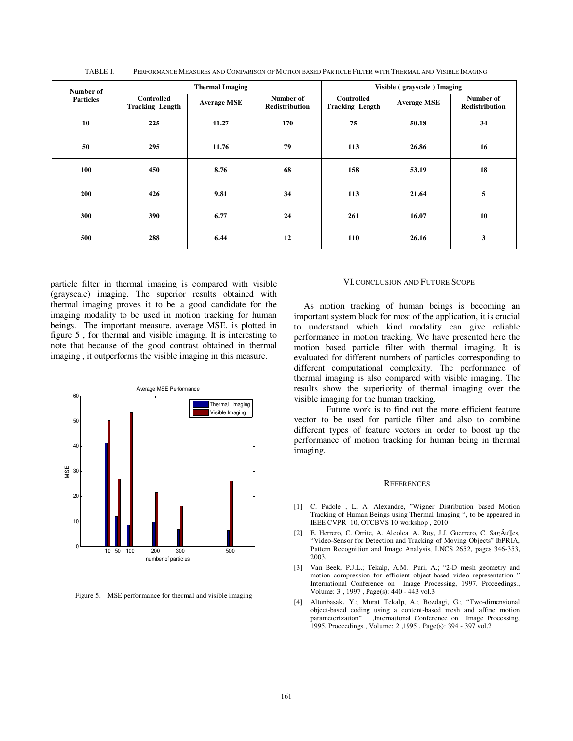TABLE I. PERFORMANCE MEASURES AND COMPARISON OF MOTION BASED PARTICLE FILTER WITH THERMAL AND VISIBLE IMAGING

| Number of Particles | Thermal Imaging | | | Visible ( grayscale ) Imaging | | |
|---|---|---|---|---|---|---|
| | Controlled Tracking Length | Average MSE | Number of Redistribution | Controlled Tracking Length | Average MSE | Number of Redistribution |
| 10 | 225 | 41.27 | 170 | 75 | 50.18 | 34 |
| 50 | 295 | 11.76 | 79 | 113 | 26.86 | 16 |
| 100 | 450 | 8.76 | 68 | 158 | 53.19 | 18 |
| 200 | 426 | 9.81 | 34 | 113 | 21.64 | 5 |
| 300 | 390 | 6.77 | 24 | 261 | 16.07 | 10 |
| 500 | 288 | 6.44 | 12 | 110 | 26.16 | 3 |

particle filter in thermal imaging is compared with visible (grayscale) imaging. The superior results obtained with thermal imaging proves it to be a good candidate for the imaging modality to be used in motion tracking for human beings. The important measure, average MSE, is plotted in figure 5 , for thermal and visible imaging. It is interesting to note that because of the good contrast obtained in thermal imaging , it outperforms the visible imaging in this measure.

Figure 5. MSE performance for thermal and visible imaging

## VI. CONCLUSION AND FUTURE SCOPE

As motion tracking of human beings is becoming an important system block for most of the application, it is crucial to understand which kind modality can give reliable performance in motion tracking. We have presented here the motion based particle filter with thermal imaging. It is evaluated for different numbers of particles corresponding to different computational complexity. The performance of thermal imaging is also compared with visible imaging. The results show the superiority of thermal imaging over the visible imaging for the human tracking.

Future work is to find out the more efficient feature vector to be used for particle filter and also to combine different types of feature vectors in order to boost up the performance of motion tracking for human being in thermal imaging.

## REFERENCES

[1] C. Padole , L. A. Alexandre, "Wigner Distribution based Motion Tracking of Human Beings using Thermal Imaging ", to be appeared in IEEE CVPR 10, OTCBVS 10 workshop , 2010

[2] E. Herrero, C. Orrite, A. Alcolea, A. Roy, J.J. Guerrero, C. SagÄu¶es, "Video-Sensor for Detection and Tracking of Moving Objects" IbPRIA, Pattern Recognition and Image Analysis, LNCS 2652, pages 346-353, 2003.

[3] Van Beek, P.J.L.; Tekalp, A.M.; Puri, A.; "2-D mesh geometry and motion compression for efficient object-based video representation " International Conference on Image Processing, 1997. Proceedings., Volume: 3 , 1997 , Page(s): 440 - 443 vol.3

[4] Altunbasak, Y.; Murat Tekalp, A.; Bozdagi, G.; "Two-dimensional object-based coding using a content-based mesh and affine motion parameterization" ,International Conference on Image Processing, 1995. Proceedings., Volume: 2 ,1995 , Page(s): 394 - 397 vol.2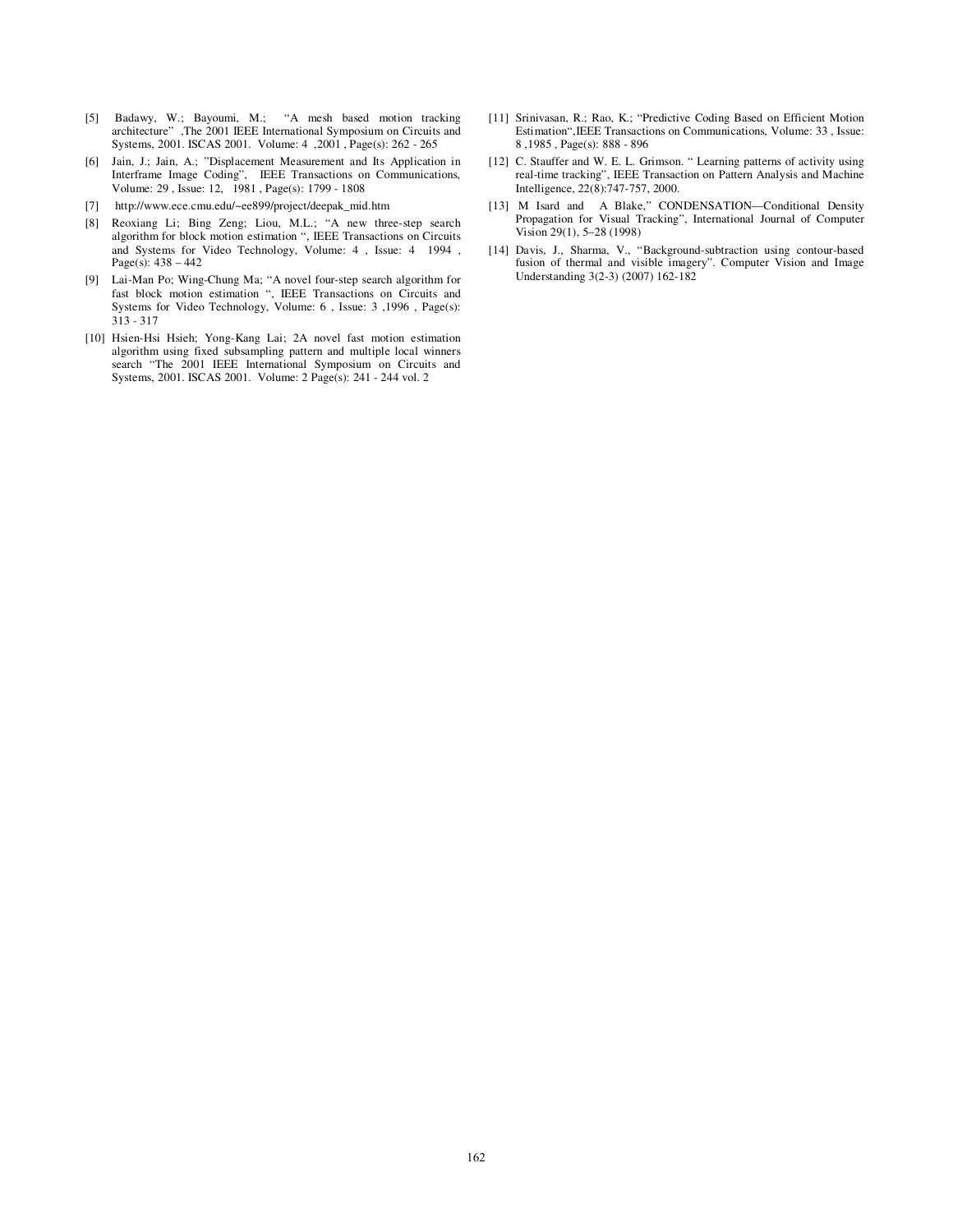[5] Badawy, W.; Bayoumi, M.; "A mesh based motion tracking architecture" ,The 2001 IEEE International Symposium on Circuits and Systems, 2001. ISCAS 2001. Volume: 4 ,2001 , Page(s): 262 - 265

[6] Jain, J.; Jain, A.; "Displacement Measurement and Its Application in Interframe Image Coding", IEEE Transactions on Communications, Volume: 29 , Issue: 12, 1981 , Page(s): 1799 - 1808

[7] http://www.ece.cmu.edu/~ee899/project/deepak_mid.htm

[8] Reoxiang Li; Bing Zeng; Liou, M.L.; "A new three-step search algorithm for block motion estimation ", IEEE Transactions on Circuits and Systems for Video Technology, Volume: 4 , Issue: 4 1994 , Page(s): 438 – 442

[9] Lai-Man Po; Wing-Chung Ma; "A novel four-step search algorithm for fast block motion estimation ", IEEE Transactions on Circuits and Systems for Video Technology, Volume: 6 , Issue: 3 ,1996 , Page(s): 313 - 317

[10] Hsien-Hsi Hsieh; Yong-Kang Lai; 2A novel fast motion estimation algorithm using fixed subsampling pattern and multiple local winners search "The 2001 IEEE International Symposium on Circuits and Systems, 2001. ISCAS 2001. Volume: 2 Page(s): 241 - 244 vol. 2

[11] Srinivasan, R.; Rao, K.; "Predictive Coding Based on Efficient Motion Estimation",IEEE Transactions on Communications, Volume: 33 , Issue: 8 ,1985 , Page(s): 888 - 896

[12] C. Stauffer and W. E. L. Grimson. " Learning patterns of activity using real-time tracking", IEEE Transaction on Pattern Analysis and Machine Intelligence, 22(8):747-757, 2000.

[13] M Isard and A Blake," CONDENSATION—Conditional Density Propagation for Visual Tracking", International Journal of Computer Vision 29(1), 5–28 (1998)

[14] Davis, J., Sharma, V., "Background-subtraction using contour-based fusion of thermal and visible imagery". Computer Vision and Image Understanding 3(2-3) (2007) 162-182